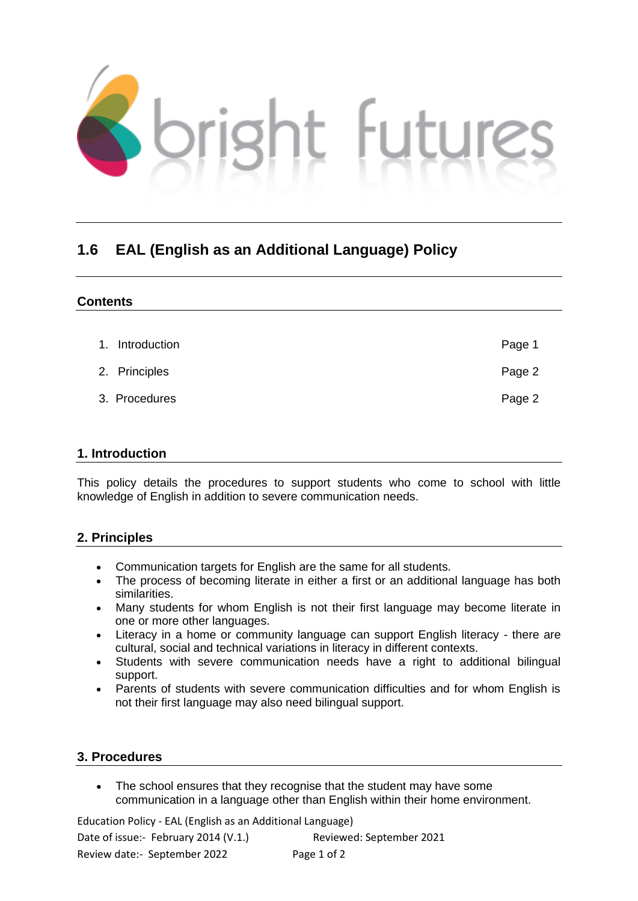# 1.6 EAL (English as an Additional Language) Policy

## Contents

| | |
|---|---|
| 1. Introduction | Page 1 |
| 2. Principles | Page 2 |
| 3. Procedures | Page 2 |

## 1. Introduction

This policy details the procedures to support students who come to school with little knowledge of English in addition to severe communication needs.

## 2. Principles

- Communication targets for English are the same for all students.
- The process of becoming literate in either a first or an additional language has both similarities.
- Many students for whom English is not their first language may become literate in one or more other languages.
- Literacy in a home or community language can support English literacy - there are cultural, social and technical variations in literacy in different contexts.
- Students with severe communication needs have a right to additional bilingual support.
- Parents of students with severe communication difficulties and for whom English is not their first language may also need bilingual support.

## 3. Procedures

- The school ensures that they recognise that the student may have some communication in a language other than English within their home environment.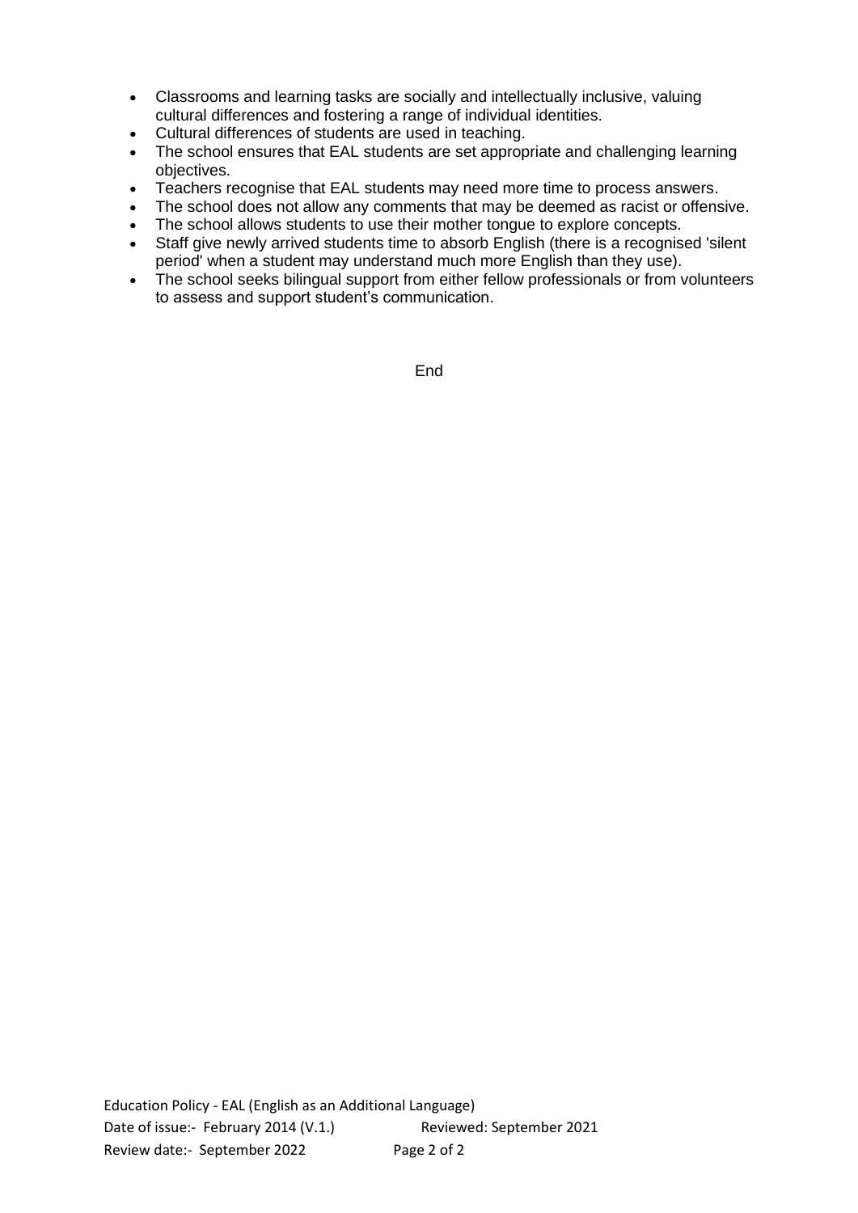- Classrooms and learning tasks are socially and intellectually inclusive, valuing cultural differences and fostering a range of individual identities.
- Cultural differences of students are used in teaching.
- The school ensures that EAL students are set appropriate and challenging learning objectives.
- Teachers recognise that EAL students may need more time to process answers.
- The school does not allow any comments that may be deemed as racist or offensive.
- The school allows students to use their mother tongue to explore concepts.
- Staff give newly arrived students time to absorb English (there is a recognised 'silent period' when a student may understand much more English than they use).
- The school seeks bilingual support from either fellow professionals or from volunteers to assess and support student's communication.

End